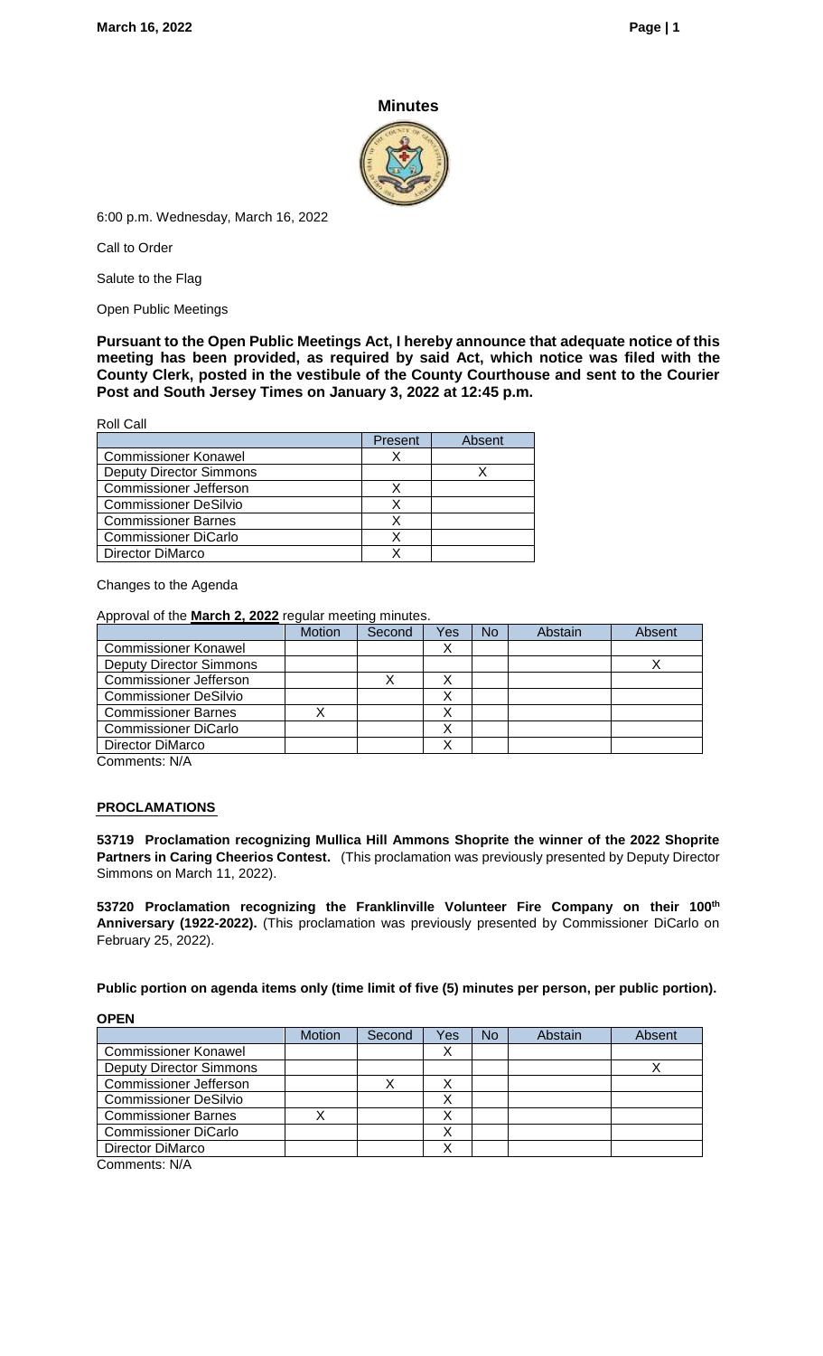# Minutes

6:00 p.m. Wednesday, March 16, 2022

Call to Order

Salute to the Flag

Open Public Meetings

**Pursuant to the Open Public Meetings Act, I hereby announce that adequate notice of this meeting has been provided, as required by said Act, which notice was filed with the County Clerk, posted in the vestibule of the County Courthouse and sent to the Courier Post and South Jersey Times on January 3, 2022 at 12:45 p.m.**

Roll Call

| | Present | Absent |
|---|---|---|
| Commissioner Konawel | X | |
| Deputy Director Simmons | | X |
| Commissioner Jefferson | X | |
| Commissioner DeSilvio | X | |
| Commissioner Barnes | X | |
| Commissioner DiCarlo | X | |
| Director DiMarco | X | |

Changes to the Agenda

Approval of the **March 2, 2022** regular meeting minutes.

| | Motion | Second | Yes | No | Abstain | Absent |
|---|---|---|---|---|---|---|
| Commissioner Konawel | | | X | | | |
| Deputy Director Simmons | | | | | | X |
| Commissioner Jefferson | | X | X | | | |
| Commissioner DeSilvio | | | X | | | |
| Commissioner Barnes | X | | X | | | |
| Commissioner DiCarlo | | | X | | | |
| Director DiMarco | | | X | | | |

Comments: N/A

## PROCLAMATIONS

**53719 Proclamation recognizing Mullica Hill Ammons Shoprite the winner of the 2022 Shoprite Partners in Caring Cheerios Contest.** (This proclamation was previously presented by Deputy Director Simmons on March 11, 2022).

**53720 Proclamation recognizing the Franklinville Volunteer Fire Company on their 100th Anniversary (1922-2022).** (This proclamation was previously presented by Commissioner DiCarlo on February 25, 2022).

**Public portion on agenda items only (time limit of five (5) minutes per person, per public portion).**

**OPEN**

| | Motion | Second | Yes | No | Abstain | Absent |
|---|---|---|---|---|---|---|
| Commissioner Konawel | | | X | | | |
| Deputy Director Simmons | | | | | | X |
| Commissioner Jefferson | | X | X | | | |
| Commissioner DeSilvio | | | X | | | |
| Commissioner Barnes | X | | X | | | |
| Commissioner DiCarlo | | | X | | | |
| Director DiMarco | | | X | | | |

Comments: N/A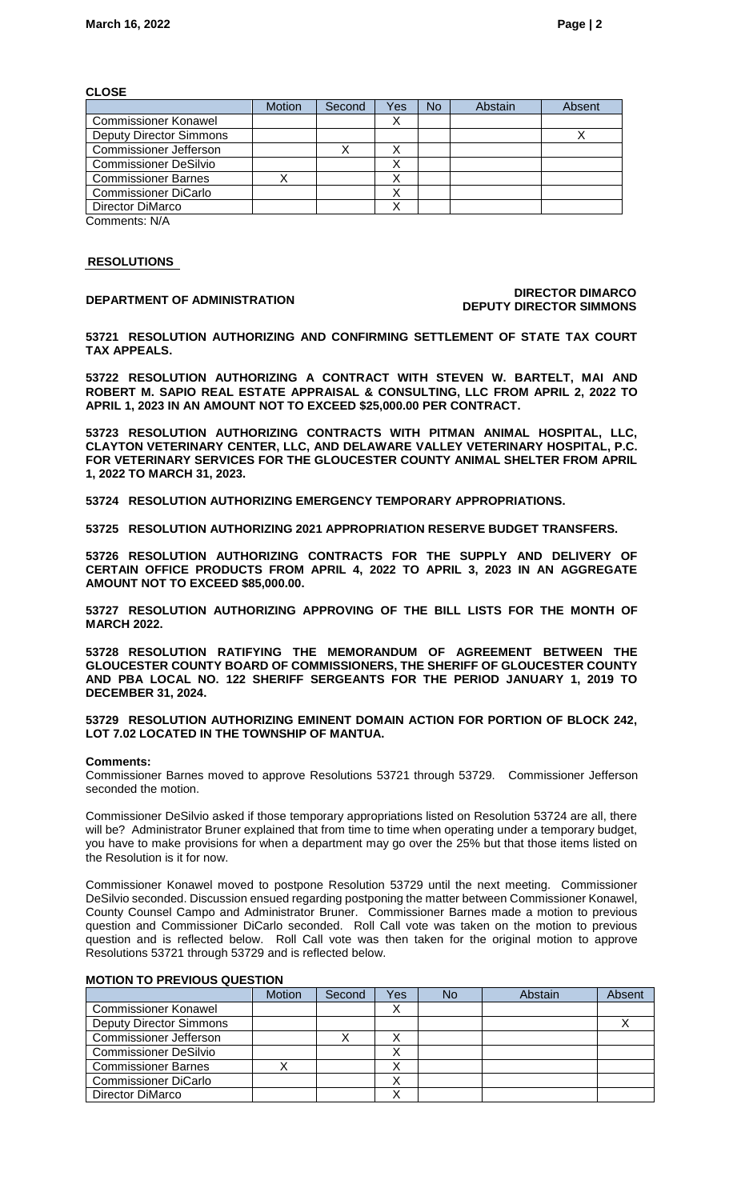**CLOSE**

| | Motion | Second | Yes | No | Abstain | Absent |
|---|---|---|---|---|---|---|
| Commissioner Konawel | | | X | | | |
| Deputy Director Simmons | | | | | | X |
| Commissioner Jefferson | | X | X | | | |
| Commissioner DeSilvio | | | X | | | |
| Commissioner Barnes | X | | X | | | |
| Commissioner DiCarlo | | | X | | | |
| Director DiMarco | | | X | | | |

Comments: N/A

**RESOLUTIONS**

**DEPARTMENT OF ADMINISTRATION** **DIRECTOR DIMARCO**
**DEPUTY DIRECTOR SIMMONS**

**53721 RESOLUTION AUTHORIZING AND CONFIRMING SETTLEMENT OF STATE TAX COURT TAX APPEALS.**

**53722 RESOLUTION AUTHORIZING A CONTRACT WITH STEVEN W. BARTELT, MAI AND ROBERT M. SAPIO REAL ESTATE APPRAISAL & CONSULTING, LLC FROM APRIL 2, 2022 TO APRIL 1, 2023 IN AN AMOUNT NOT TO EXCEED $25,000.00 PER CONTRACT.**

**53723 RESOLUTION AUTHORIZING CONTRACTS WITH PITMAN ANIMAL HOSPITAL, LLC, CLAYTON VETERINARY CENTER, LLC, AND DELAWARE VALLEY VETERINARY HOSPITAL, P.C. FOR VETERINARY SERVICES FOR THE GLOUCESTER COUNTY ANIMAL SHELTER FROM APRIL 1, 2022 TO MARCH 31, 2023.**

**53724 RESOLUTION AUTHORIZING EMERGENCY TEMPORARY APPROPRIATIONS.**

**53725 RESOLUTION AUTHORIZING 2021 APPROPRIATION RESERVE BUDGET TRANSFERS.**

**53726 RESOLUTION AUTHORIZING CONTRACTS FOR THE SUPPLY AND DELIVERY OF CERTAIN OFFICE PRODUCTS FROM APRIL 4, 2022 TO APRIL 3, 2023 IN AN AGGREGATE AMOUNT NOT TO EXCEED $85,000.00.**

**53727 RESOLUTION AUTHORIZING APPROVING OF THE BILL LISTS FOR THE MONTH OF MARCH 2022.**

**53728 RESOLUTION RATIFYING THE MEMORANDUM OF AGREEMENT BETWEEN THE GLOUCESTER COUNTY BOARD OF COMMISSIONERS, THE SHERIFF OF GLOUCESTER COUNTY AND PBA LOCAL NO. 122 SHERIFF SERGEANTS FOR THE PERIOD JANUARY 1, 2019 TO DECEMBER 31, 2024.**

**53729 RESOLUTION AUTHORIZING EMINENT DOMAIN ACTION FOR PORTION OF BLOCK 242, LOT 7.02 LOCATED IN THE TOWNSHIP OF MANTUA.**

**Comments:**

Commissioner Barnes moved to approve Resolutions 53721 through 53729. Commissioner Jefferson seconded the motion.

Commissioner DeSilvio asked if those temporary appropriations listed on Resolution 53724 are all, there will be? Administrator Bruner explained that from time to time when operating under a temporary budget, you have to make provisions for when a department may go over the 25% but that those items listed on the Resolution is it for now.

Commissioner Konawel moved to postpone Resolution 53729 until the next meeting. Commissioner DeSilvio seconded. Discussion ensued regarding postponing the matter between Commissioner Konawel, County Counsel Campo and Administrator Bruner. Commissioner Barnes made a motion to previous question and Commissioner DiCarlo seconded. Roll Call vote was taken on the motion to previous question and is reflected below. Roll Call vote was then taken for the original motion to approve Resolutions 53721 through 53729 and is reflected below.

**MOTION TO PREVIOUS QUESTION**

| | Motion | Second | Yes | No | Abstain | Absent |
|---|---|---|---|---|---|---|
| Commissioner Konawel | | | X | | | |
| Deputy Director Simmons | | | | | | X |
| Commissioner Jefferson | | X | X | | | |
| Commissioner DeSilvio | | | X | | | |
| Commissioner Barnes | X | | X | | | |
| Commissioner DiCarlo | | | X | | | |
| Director DiMarco | | | X | | | |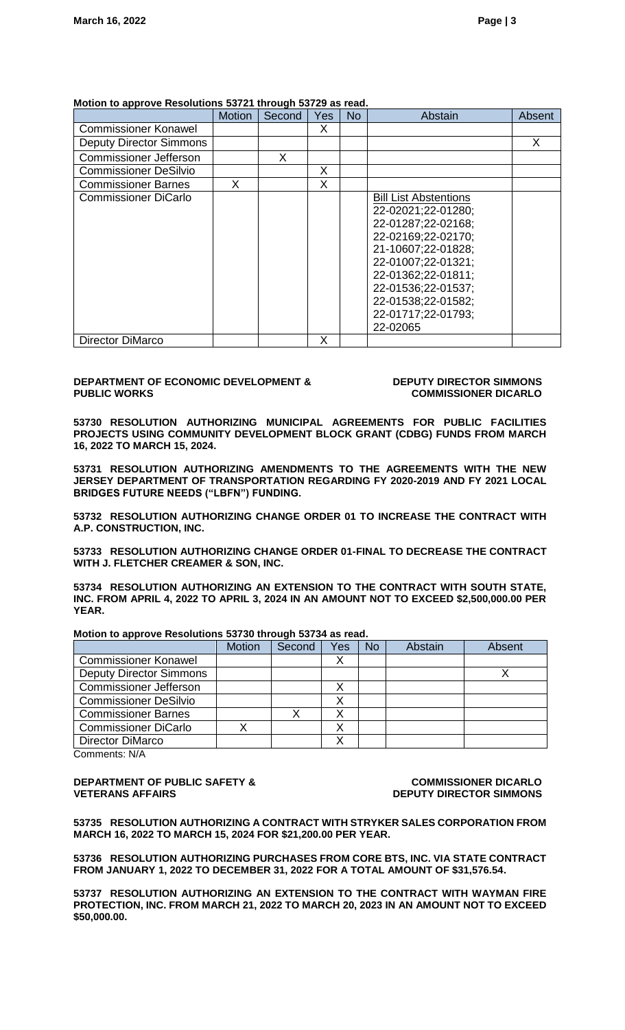**Motion to approve Resolutions 53721 through 53729 as read.**

| | Motion | Second | Yes | No | Abstain | Absent |
|---|---|---|---|---|---|---|
| Commissioner Konawel | | | X | | | |
| Deputy Director Simmons | | | | | | X |
| Commissioner Jefferson | | X | | | | |
| Commissioner DeSilvio | | | X | | | |
| Commissioner Barnes | X | | X | | | |
| Commissioner DiCarlo | | | | | Bill List Abstentions 22-02021;22-01280; 22-01287;22-02168; 22-02169;22-02170; 21-10607;22-01828; 22-01007;22-01321; 22-01362;22-01811; 22-01536;22-01537; 22-01538;22-01582; 22-01717;22-01793; 22-02065 | |
| Director DiMarco | | | X | | | |

**DEPARTMENT OF ECONOMIC DEVELOPMENT & PUBLIC WORKS** — **DEPUTY DIRECTOR SIMMONS, COMMISSIONER DICARLO**

**53730 RESOLUTION AUTHORIZING MUNICIPAL AGREEMENTS FOR PUBLIC FACILITIES PROJECTS USING COMMUNITY DEVELOPMENT BLOCK GRANT (CDBG) FUNDS FROM MARCH 16, 2022 TO MARCH 15, 2024.**

**53731 RESOLUTION AUTHORIZING AMENDMENTS TO THE AGREEMENTS WITH THE NEW JERSEY DEPARTMENT OF TRANSPORTATION REGARDING FY 2020-2019 AND FY 2021 LOCAL BRIDGES FUTURE NEEDS ("LBFN") FUNDING.**

**53732 RESOLUTION AUTHORIZING CHANGE ORDER 01 TO INCREASE THE CONTRACT WITH A.P. CONSTRUCTION, INC.**

**53733 RESOLUTION AUTHORIZING CHANGE ORDER 01-FINAL TO DECREASE THE CONTRACT WITH J. FLETCHER CREAMER & SON, INC.**

**53734 RESOLUTION AUTHORIZING AN EXTENSION TO THE CONTRACT WITH SOUTH STATE, INC. FROM APRIL 4, 2022 TO APRIL 3, 2024 IN AN AMOUNT NOT TO EXCEED $2,500,000.00 PER YEAR.**

**Motion to approve Resolutions 53730 through 53734 as read.**

| | Motion | Second | Yes | No | Abstain | Absent |
|---|---|---|---|---|---|---|
| Commissioner Konawel | | | X | | | |
| Deputy Director Simmons | | | | | | X |
| Commissioner Jefferson | | | X | | | |
| Commissioner DeSilvio | | | X | | | |
| Commissioner Barnes | | X | X | | | |
| Commissioner DiCarlo | X | | X | | | |
| Director DiMarco | | | X | | | |

Comments: N/A

**DEPARTMENT OF PUBLIC SAFETY & VETERANS AFFAIRS** — **COMMISSIONER DICARLO, DEPUTY DIRECTOR SIMMONS**

**53735 RESOLUTION AUTHORIZING A CONTRACT WITH STRYKER SALES CORPORATION FROM MARCH 16, 2022 TO MARCH 15, 2024 FOR $21,200.00 PER YEAR.**

**53736 RESOLUTION AUTHORIZING PURCHASES FROM CORE BTS, INC. VIA STATE CONTRACT FROM JANUARY 1, 2022 TO DECEMBER 31, 2022 FOR A TOTAL AMOUNT OF $31,576.54.**

**53737 RESOLUTION AUTHORIZING AN EXTENSION TO THE CONTRACT WITH WAYMAN FIRE PROTECTION, INC. FROM MARCH 21, 2022 TO MARCH 20, 2023 IN AN AMOUNT NOT TO EXCEED $50,000.00.**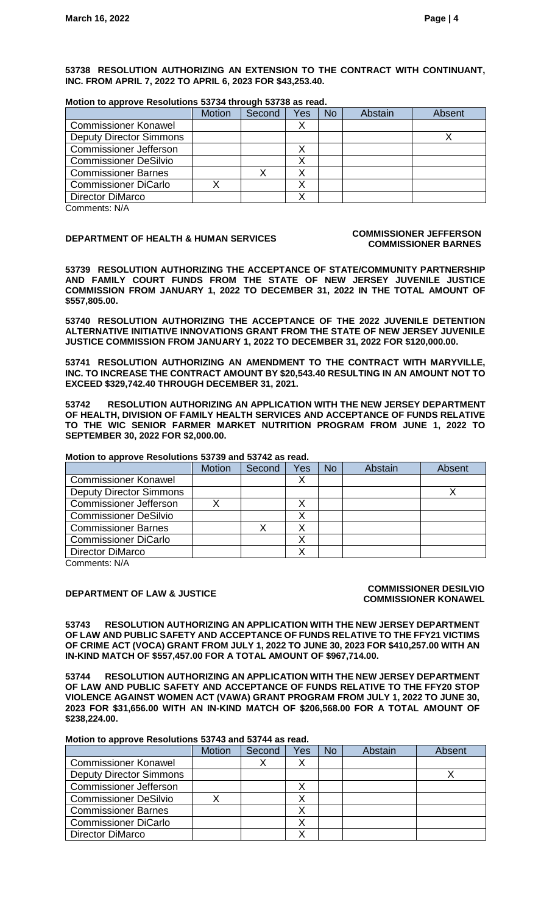**53738 RESOLUTION AUTHORIZING AN EXTENSION TO THE CONTRACT WITH CONTINUANT, INC. FROM APRIL 7, 2022 TO APRIL 6, 2023 FOR $43,253.40.**

**Motion to approve Resolutions 53734 through 53738 as read.**

| | Motion | Second | Yes | No | Abstain | Absent |
|---|---|---|---|---|---|---|
| Commissioner Konawel | | | X | | | |
| Deputy Director Simmons | | | | | | X |
| Commissioner Jefferson | | | X | | | |
| Commissioner DeSilvio | | | X | | | |
| Commissioner Barnes | | X | X | | | |
| Commissioner DiCarlo | X | | X | | | |
| Director DiMarco | | | X | | | |

Comments: N/A

**DEPARTMENT OF HEALTH & HUMAN SERVICES** — **COMMISSIONER JEFFERSON, COMMISSIONER BARNES**

**53739 RESOLUTION AUTHORIZING THE ACCEPTANCE OF STATE/COMMUNITY PARTNERSHIP AND FAMILY COURT FUNDS FROM THE STATE OF NEW JERSEY JUVENILE JUSTICE COMMISSION FROM JANUARY 1, 2022 TO DECEMBER 31, 2022 IN THE TOTAL AMOUNT OF $557,805.00.**

**53740 RESOLUTION AUTHORIZING THE ACCEPTANCE OF THE 2022 JUVENILE DETENTION ALTERNATIVE INITIATIVE INNOVATIONS GRANT FROM THE STATE OF NEW JERSEY JUVENILE JUSTICE COMMISSION FROM JANUARY 1, 2022 TO DECEMBER 31, 2022 FOR $120,000.00.**

**53741 RESOLUTION AUTHORIZING AN AMENDMENT TO THE CONTRACT WITH MARYVILLE, INC. TO INCREASE THE CONTRACT AMOUNT BY $20,543.40 RESULTING IN AN AMOUNT NOT TO EXCEED $329,742.40 THROUGH DECEMBER 31, 2021.**

**53742 RESOLUTION AUTHORIZING AN APPLICATION WITH THE NEW JERSEY DEPARTMENT OF HEALTH, DIVISION OF FAMILY HEALTH SERVICES AND ACCEPTANCE OF FUNDS RELATIVE TO THE WIC SENIOR FARMER MARKET NUTRITION PROGRAM FROM JUNE 1, 2022 TO SEPTEMBER 30, 2022 FOR $2,000.00.**

**Motion to approve Resolutions 53739 and 53742 as read.**

| | Motion | Second | Yes | No | Abstain | Absent |
|---|---|---|---|---|---|---|
| Commissioner Konawel | | | X | | | |
| Deputy Director Simmons | | | | | | X |
| Commissioner Jefferson | X | | X | | | |
| Commissioner DeSilvio | | | X | | | |
| Commissioner Barnes | | X | X | | | |
| Commissioner DiCarlo | | | X | | | |
| Director DiMarco | | | X | | | |

Comments: N/A

**DEPARTMENT OF LAW & JUSTICE** — **COMMISSIONER DESILVIO, COMMISSIONER KONAWEL**

**53743 RESOLUTION AUTHORIZING AN APPLICATION WITH THE NEW JERSEY DEPARTMENT OF LAW AND PUBLIC SAFETY AND ACCEPTANCE OF FUNDS RELATIVE TO THE FFY21 VICTIMS OF CRIME ACT (VOCA) GRANT FROM JULY 1, 2022 TO JUNE 30, 2023 FOR $410,257.00 WITH AN IN-KIND MATCH OF $557,457.00 FOR A TOTAL AMOUNT OF $967,714.00.**

**53744 RESOLUTION AUTHORIZING AN APPLICATION WITH THE NEW JERSEY DEPARTMENT OF LAW AND PUBLIC SAFETY AND ACCEPTANCE OF FUNDS RELATIVE TO THE FFY20 STOP VIOLENCE AGAINST WOMEN ACT (VAWA) GRANT PROGRAM FROM JULY 1, 2022 TO JUNE 30, 2023 FOR $31,656.00 WITH AN IN-KIND MATCH OF $206,568.00 FOR A TOTAL AMOUNT OF $238,224.00.**

**Motion to approve Resolutions 53743 and 53744 as read.**

| | Motion | Second | Yes | No | Abstain | Absent |
|---|---|---|---|---|---|---|
| Commissioner Konawel | | X | X | | | |
| Deputy Director Simmons | | | | | | X |
| Commissioner Jefferson | | | X | | | |
| Commissioner DeSilvio | X | | X | | | |
| Commissioner Barnes | | | X | | | |
| Commissioner DiCarlo | | | X | | | |
| Director DiMarco | | | X | | | |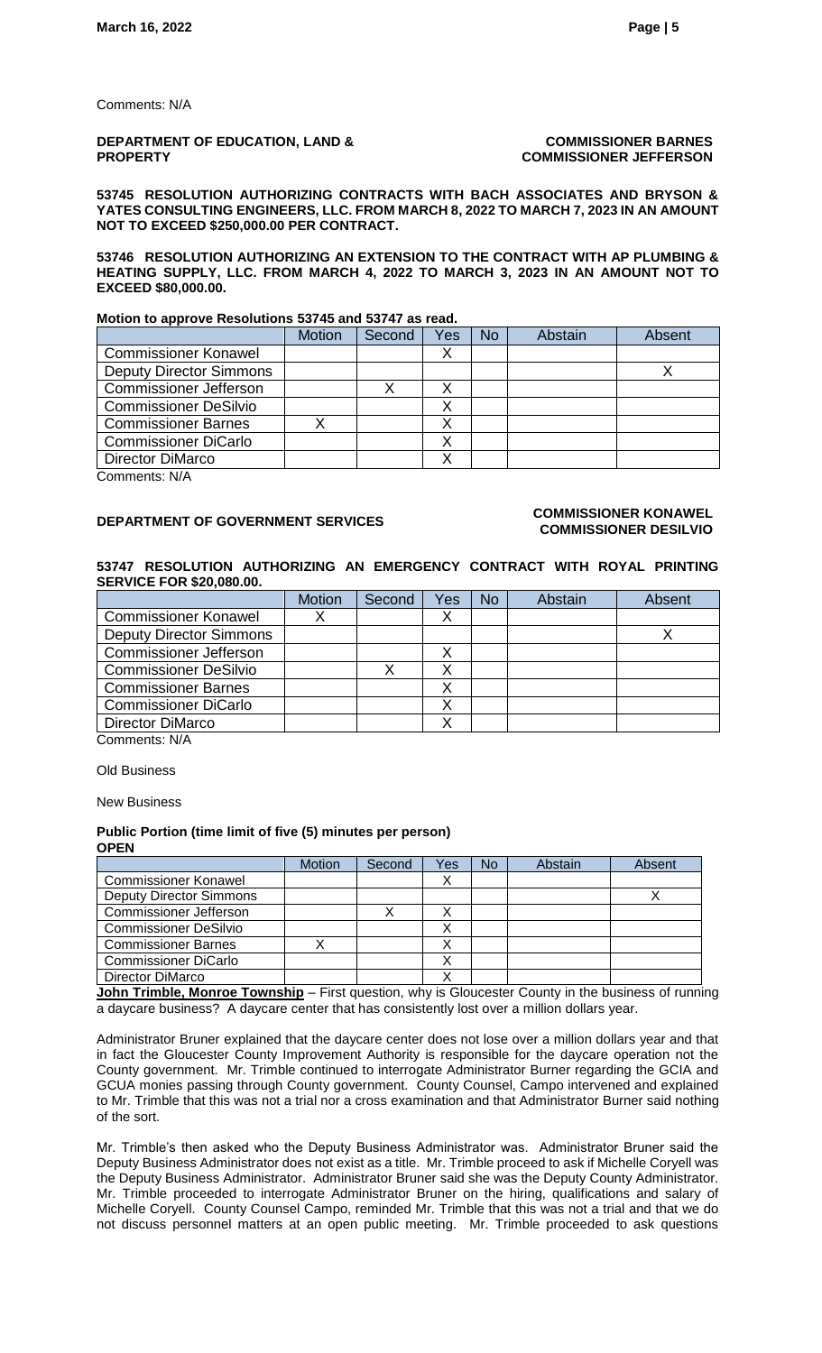Comments: N/A

**DEPARTMENT OF EDUCATION, LAND & PROPERTY** **COMMISSIONER BARNES**
**COMMISSIONER JEFFERSON**

**53745 RESOLUTION AUTHORIZING CONTRACTS WITH BACH ASSOCIATES AND BRYSON & YATES CONSULTING ENGINEERS, LLC. FROM MARCH 8, 2022 TO MARCH 7, 2023 IN AN AMOUNT NOT TO EXCEED $250,000.00 PER CONTRACT.**

**53746 RESOLUTION AUTHORIZING AN EXTENSION TO THE CONTRACT WITH AP PLUMBING & HEATING SUPPLY, LLC. FROM MARCH 4, 2022 TO MARCH 3, 2023 IN AN AMOUNT NOT TO EXCEED $80,000.00.**

**Motion to approve Resolutions 53745 and 53747 as read.**

| | Motion | Second | Yes | No | Abstain | Absent |
|---|---|---|---|---|---|---|
| Commissioner Konawel | | | X | | | |
| Deputy Director Simmons | | | | | | X |
| Commissioner Jefferson | | X | X | | | |
| Commissioner DeSilvio | | | X | | | |
| Commissioner Barnes | X | | X | | | |
| Commissioner DiCarlo | | | X | | | |
| Director DiMarco | | | X | | | |

Comments: N/A

**DEPARTMENT OF GOVERNMENT SERVICES** **COMMISSIONER KONAWEL**
**COMMISSIONER DESILVIO**

**53747 RESOLUTION AUTHORIZING AN EMERGENCY CONTRACT WITH ROYAL PRINTING SERVICE FOR $20,080.00.**

| | Motion | Second | Yes | No | Abstain | Absent |
|---|---|---|---|---|---|---|
| Commissioner Konawel | X | | X | | | |
| Deputy Director Simmons | | | | | | X |
| Commissioner Jefferson | | | X | | | |
| Commissioner DeSilvio | | X | X | | | |
| Commissioner Barnes | | | X | | | |
| Commissioner DiCarlo | | | X | | | |
| Director DiMarco | | | X | | | |

Comments: N/A

Old Business

New Business

**Public Portion (time limit of five (5) minutes per person)**
**OPEN**

| | Motion | Second | Yes | No | Abstain | Absent |
|---|---|---|---|---|---|---|
| Commissioner Konawel | | | X | | | |
| Deputy Director Simmons | | | | | | X |
| Commissioner Jefferson | | X | X | | | |
| Commissioner DeSilvio | | | X | | | |
| Commissioner Barnes | X | | X | | | |
| Commissioner DiCarlo | | | X | | | |
| Director DiMarco | | | X | | | |

**John Trimble, Monroe Township** – First question, why is Gloucester County in the business of running a daycare business? A daycare center that has consistently lost over a million dollars year.

Administrator Bruner explained that the daycare center does not lose over a million dollars year and that in fact the Gloucester County Improvement Authority is responsible for the daycare operation not the County government. Mr. Trimble continued to interrogate Administrator Burner regarding the GCIA and GCUA monies passing through County government. County Counsel, Campo intervened and explained to Mr. Trimble that this was not a trial nor a cross examination and that Administrator Burner said nothing of the sort.

Mr. Trimble's then asked who the Deputy Business Administrator was. Administrator Bruner said the Deputy Business Administrator does not exist as a title. Mr. Trimble proceed to ask if Michelle Coryell was the Deputy Business Administrator. Administrator Bruner said she was the Deputy County Administrator. Mr. Trimble proceeded to interrogate Administrator Bruner on the hiring, qualifications and salary of Michelle Coryell. County Counsel Campo, reminded Mr. Trimble that this was not a trial and that we do not discuss personnel matters at an open public meeting. Mr. Trimble proceeded to ask questions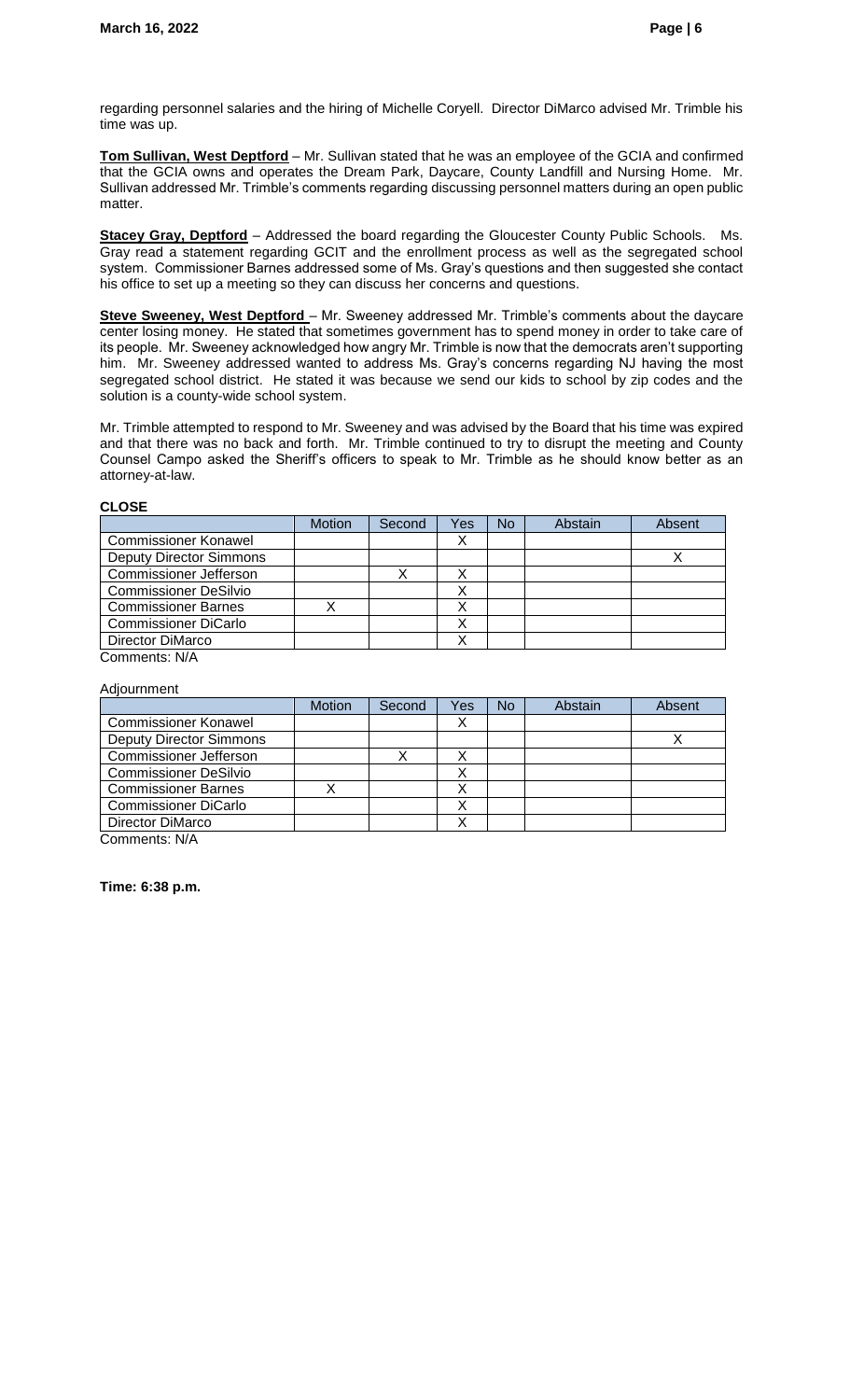regarding personnel salaries and the hiring of Michelle Coryell. Director DiMarco advised Mr. Trimble his time was up.

**Tom Sullivan, West Deptford** – Mr. Sullivan stated that he was an employee of the GCIA and confirmed that the GCIA owns and operates the Dream Park, Daycare, County Landfill and Nursing Home. Mr. Sullivan addressed Mr. Trimble's comments regarding discussing personnel matters during an open public matter.

**Stacey Gray, Deptford** – Addressed the board regarding the Gloucester County Public Schools. Ms. Gray read a statement regarding GCIT and the enrollment process as well as the segregated school system. Commissioner Barnes addressed some of Ms. Gray's questions and then suggested she contact his office to set up a meeting so they can discuss her concerns and questions.

**Steve Sweeney, West Deptford** – Mr. Sweeney addressed Mr. Trimble's comments about the daycare center losing money. He stated that sometimes government has to spend money in order to take care of its people. Mr. Sweeney acknowledged how angry Mr. Trimble is now that the democrats aren't supporting him. Mr. Sweeney addressed wanted to address Ms. Gray's concerns regarding NJ having the most segregated school district. He stated it was because we send our kids to school by zip codes and the solution is a county-wide school system.

Mr. Trimble attempted to respond to Mr. Sweeney and was advised by the Board that his time was expired and that there was no back and forth. Mr. Trimble continued to try to disrupt the meeting and County Counsel Campo asked the Sheriff's officers to speak to Mr. Trimble as he should know better as an attorney-at-law.

**CLOSE**

| | Motion | Second | Yes | No | Abstain | Absent |
|---|---|---|---|---|---|---|
| Commissioner Konawel | | | X | | | |
| Deputy Director Simmons | | | | | | X |
| Commissioner Jefferson | | X | X | | | |
| Commissioner DeSilvio | | | X | | | |
| Commissioner Barnes | X | | X | | | |
| Commissioner DiCarlo | | | X | | | |
| Director DiMarco | | | X | | | |

Comments: N/A

Adjournment

| | Motion | Second | Yes | No | Abstain | Absent |
|---|---|---|---|---|---|---|
| Commissioner Konawel | | | X | | | |
| Deputy Director Simmons | | | | | | X |
| Commissioner Jefferson | | X | X | | | |
| Commissioner DeSilvio | | | X | | | |
| Commissioner Barnes | X | | X | | | |
| Commissioner DiCarlo | | | X | | | |
| Director DiMarco | | | X | | | |

Comments: N/A

**Time: 6:38 p.m.**